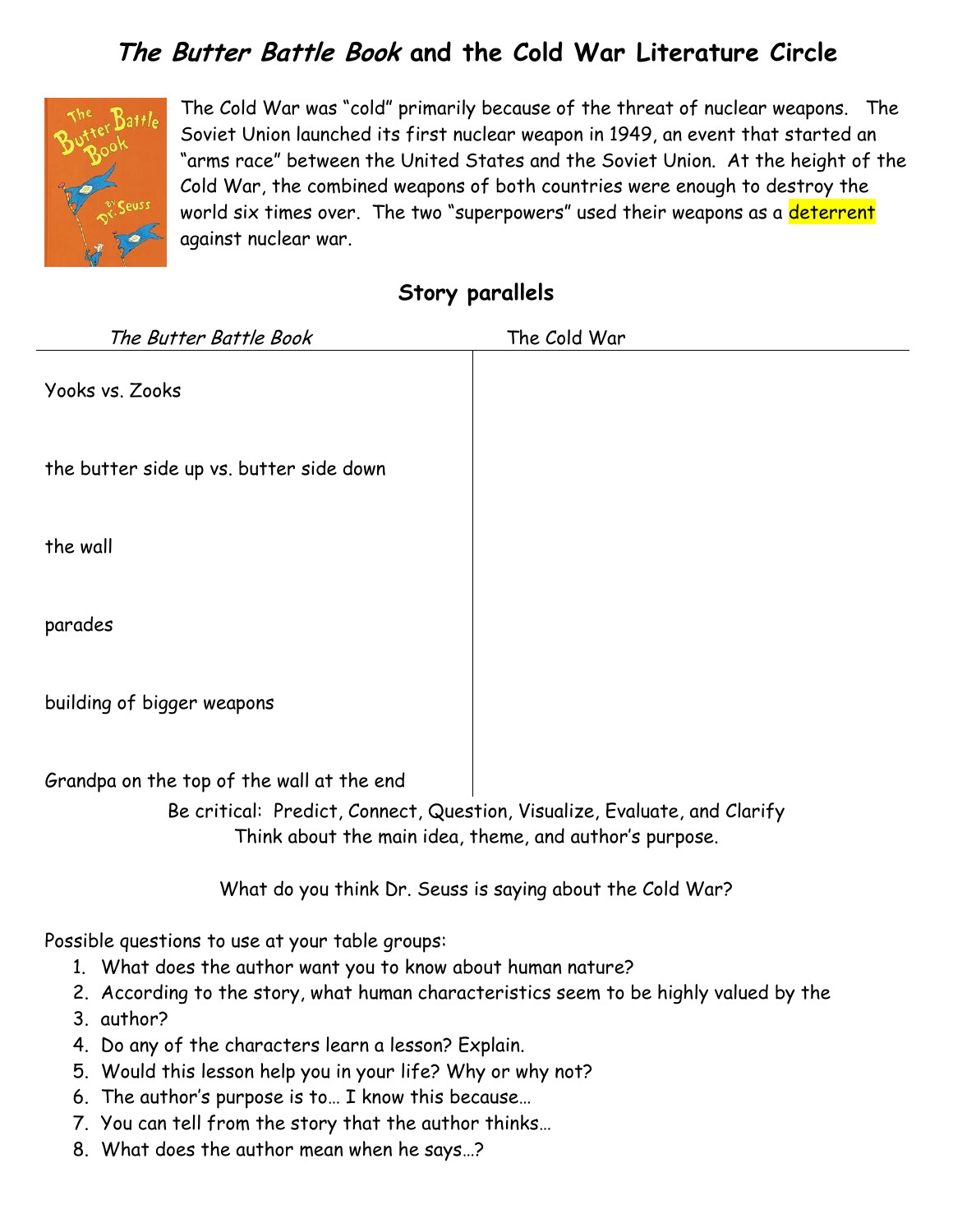# *The Butter Battle Book* and the Cold War Literature Circle

The Cold War was "cold" primarily because of the threat of nuclear weapons. The Soviet Union launched its first nuclear weapon in 1949, an event that started an "arms race" between the United States and the Soviet Union. At the height of the Cold War, the combined weapons of both countries were enough to destroy the world six times over. The two "superpowers" used their weapons as a deterrent against nuclear war.

## Story parallels

| *The Butter Battle Book* | The Cold War |
|---|---|
| Yooks vs. Zooks | |
| the butter side up vs. butter side down | |
| the wall | |
| parades | |
| building of bigger weapons | |
| Grandpa on the top of the wall at the end | |

Be critical: Predict, Connect, Question, Visualize, Evaluate, and Clarify
Think about the main idea, theme, and author's purpose.

What do you think Dr. Seuss is saying about the Cold War?

Possible questions to use at your table groups:

1. What does the author want you to know about human nature?
2. According to the story, what human characteristics seem to be highly valued by the
3. author?
4. Do any of the characters learn a lesson? Explain.
5. Would this lesson help you in your life? Why or why not?
6. The author's purpose is to… I know this because…
7. You can tell from the story that the author thinks…
8. What does the author mean when he says…?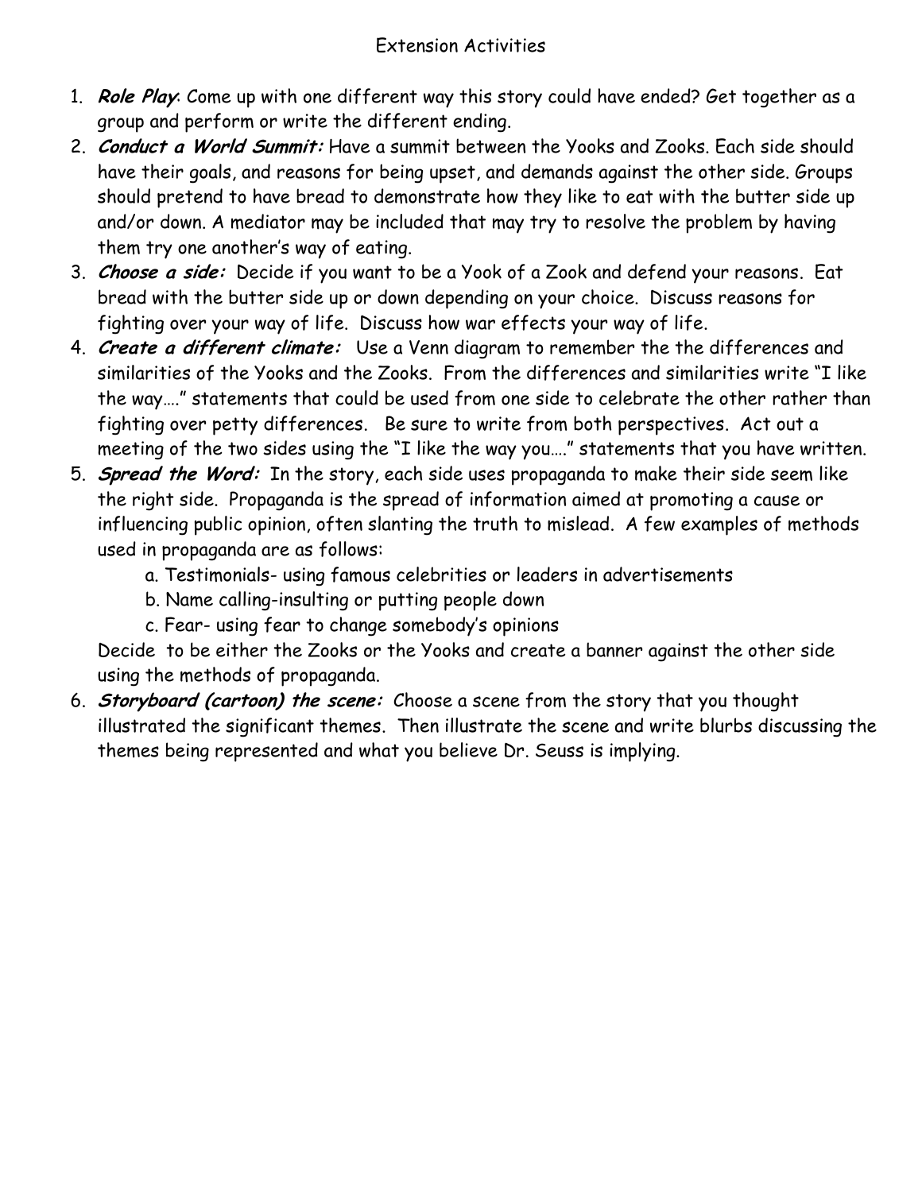Extension Activities

1. ***Role Play***: Come up with one different way this story could have ended? Get together as a group and perform or write the different ending.
2. ***Conduct a World Summit:*** Have a summit between the Yooks and Zooks. Each side should have their goals, and reasons for being upset, and demands against the other side. Groups should pretend to have bread to demonstrate how they like to eat with the butter side up and/or down. A mediator may be included that may try to resolve the problem by having them try one another's way of eating.
3. ***Choose a side:*** Decide if you want to be a Yook of a Zook and defend your reasons. Eat bread with the butter side up or down depending on your choice. Discuss reasons for fighting over your way of life. Discuss how war effects your way of life.
4. ***Create a different climate:*** Use a Venn diagram to remember the the differences and similarities of the Yooks and the Zooks. From the differences and similarities write "I like the way…." statements that could be used from one side to celebrate the other rather than fighting over petty differences. Be sure to write from both perspectives. Act out a meeting of the two sides using the "I like the way you…." statements that you have written.
5. ***Spread the Word:*** In the story, each side uses propaganda to make their side seem like the right side. Propaganda is the spread of information aimed at promoting a cause or influencing public opinion, often slanting the truth to mislead. A few examples of methods used in propaganda are as follows:
   a. Testimonials- using famous celebrities or leaders in advertisements
   b. Name calling-insulting or putting people down
   c. Fear- using fear to change somebody's opinions

   Decide to be either the Zooks or the Yooks and create a banner against the other side using the methods of propaganda.
6. ***Storyboard (cartoon) the scene:*** Choose a scene from the story that you thought illustrated the significant themes. Then illustrate the scene and write blurbs discussing the themes being represented and what you believe Dr. Seuss is implying.